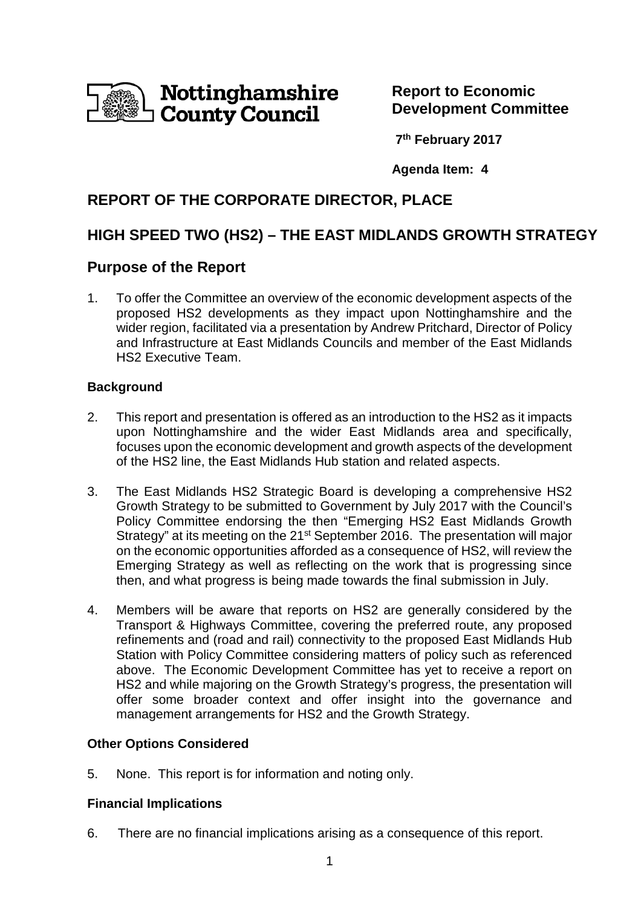Nottinghamshire County Council

**Report to Economic Development Committee**

**7th February 2017**

**Agenda Item: 4**

## REPORT OF THE CORPORATE DIRECTOR, PLACE

## HIGH SPEED TWO (HS2) – THE EAST MIDLANDS GROWTH STRATEGY

## Purpose of the Report

1. To offer the Committee an overview of the economic development aspects of the proposed HS2 developments as they impact upon Nottinghamshire and the wider region, facilitated via a presentation by Andrew Pritchard, Director of Policy and Infrastructure at East Midlands Councils and member of the East Midlands HS2 Executive Team.

### Background

2. This report and presentation is offered as an introduction to the HS2 as it impacts upon Nottinghamshire and the wider East Midlands area and specifically, focuses upon the economic development and growth aspects of the development of the HS2 line, the East Midlands Hub station and related aspects.

3. The East Midlands HS2 Strategic Board is developing a comprehensive HS2 Growth Strategy to be submitted to Government by July 2017 with the Council's Policy Committee endorsing the then "Emerging HS2 East Midlands Growth Strategy" at its meeting on the 21st September 2016. The presentation will major on the economic opportunities afforded as a consequence of HS2, will review the Emerging Strategy as well as reflecting on the work that is progressing since then, and what progress is being made towards the final submission in July.

4. Members will be aware that reports on HS2 are generally considered by the Transport & Highways Committee, covering the preferred route, any proposed refinements and (road and rail) connectivity to the proposed East Midlands Hub Station with Policy Committee considering matters of policy such as referenced above. The Economic Development Committee has yet to receive a report on HS2 and while majoring on the Growth Strategy's progress, the presentation will offer some broader context and offer insight into the governance and management arrangements for HS2 and the Growth Strategy.

### Other Options Considered

5. None. This report is for information and noting only.

### Financial Implications

6. There are no financial implications arising as a consequence of this report.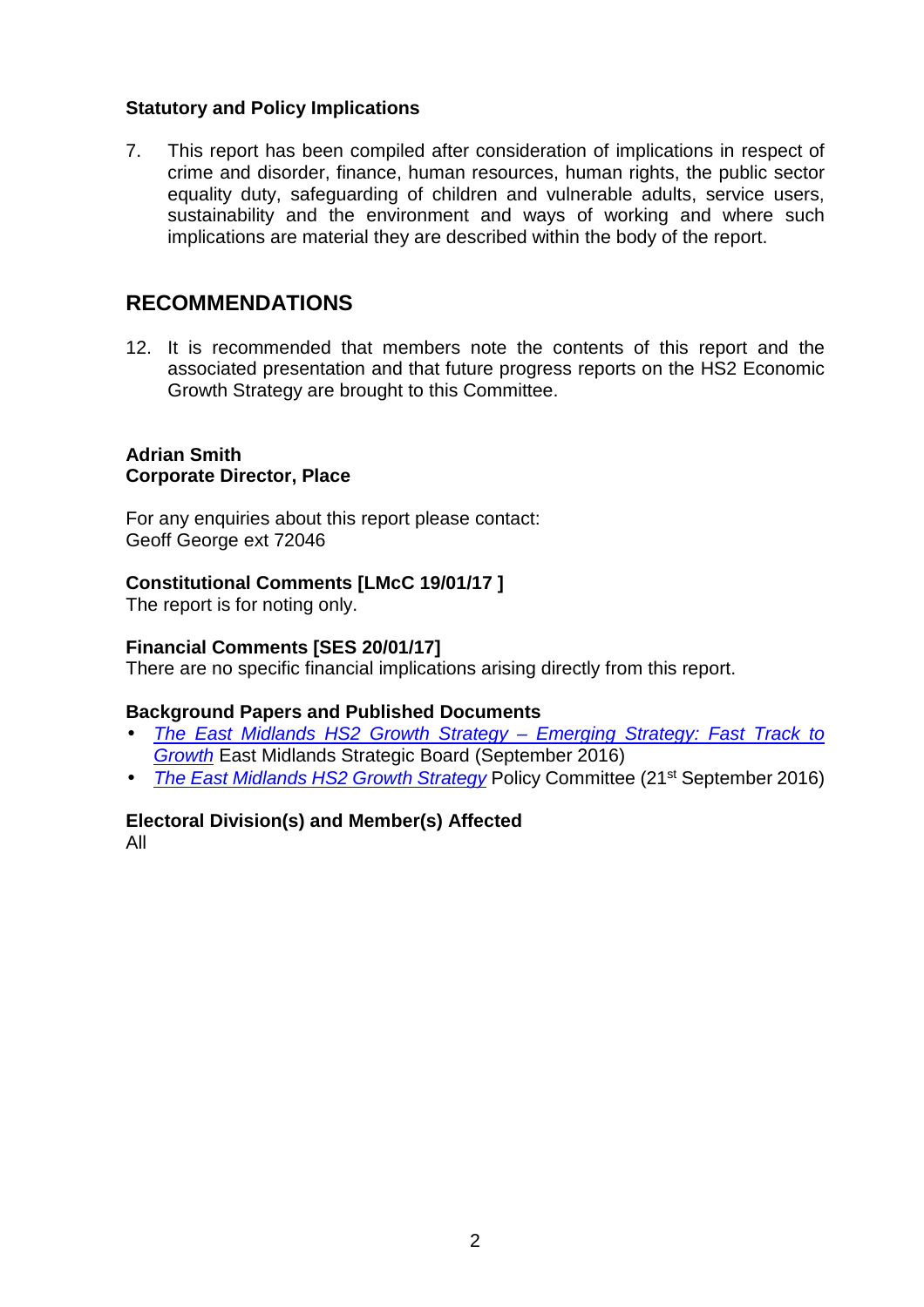**Statutory and Policy Implications**

7. This report has been compiled after consideration of implications in respect of crime and disorder, finance, human resources, human rights, the public sector equality duty, safeguarding of children and vulnerable adults, service users, sustainability and the environment and ways of working and where such implications are material they are described within the body of the report.

## RECOMMENDATIONS

12. It is recommended that members note the contents of this report and the associated presentation and that future progress reports on the HS2 Economic Growth Strategy are brought to this Committee.

**Adrian Smith**
**Corporate Director, Place**

For any enquiries about this report please contact:
Geoff George ext 72046

**Constitutional Comments [LMcC 19/01/17 ]**
The report is for noting only.

**Financial Comments [SES 20/01/17]**
There are no specific financial implications arising directly from this report.

**Background Papers and Published Documents**

- *The East Midlands HS2 Growth Strategy – Emerging Strategy: Fast Track to Growth* East Midlands Strategic Board (September 2016)
- *The East Midlands HS2 Growth Strategy* Policy Committee (21st September 2016)

**Electoral Division(s) and Member(s) Affected**
All